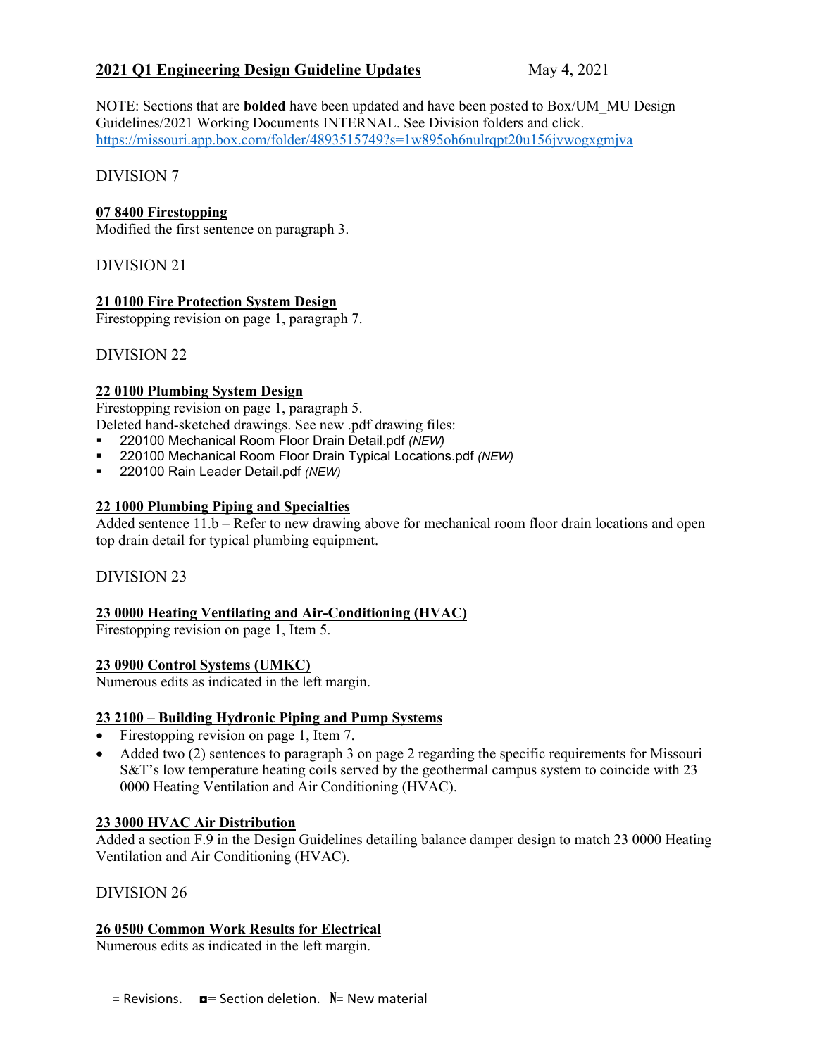**2021 Q1 Engineering Design Guideline Updates** May 4, 2021

NOTE: Sections that are **bolded** have been updated and have been posted to Box/UM_MU Design Guidelines/2021 Working Documents INTERNAL. See Division folders and click.
https://missouri.app.box.com/folder/4893515749?s=1w895oh6nulrqpt20u156jvwogxgmjva

DIVISION 7

**07 8400 Firestopping**
Modified the first sentence on paragraph 3.

DIVISION 21

**21 0100 Fire Protection System Design**
Firestopping revision on page 1, paragraph 7.

DIVISION 22

**22 0100 Plumbing System Design**
Firestopping revision on page 1, paragraph 5.
Deleted hand-sketched drawings. See new .pdf drawing files:

- 220100 Mechanical Room Floor Drain Detail.pdf *(NEW)*
- 220100 Mechanical Room Floor Drain Typical Locations.pdf *(NEW)*
- 220100 Rain Leader Detail.pdf *(NEW)*

**22 1000 Plumbing Piping and Specialties**
Added sentence 11.b – Refer to new drawing above for mechanical room floor drain locations and open top drain detail for typical plumbing equipment.

DIVISION 23

**23 0000 Heating Ventilating and Air-Conditioning (HVAC)**
Firestopping revision on page 1, Item 5.

**23 0900 Control Systems (UMKC)**
Numerous edits as indicated in the left margin.

**23 2100 – Building Hydronic Piping and Pump Systems**

- Firestopping revision on page 1, Item 7.
- Added two (2) sentences to paragraph 3 on page 2 regarding the specific requirements for Missouri S&T's low temperature heating coils served by the geothermal campus system to coincide with 23 0000 Heating Ventilation and Air Conditioning (HVAC).

**23 3000 HVAC Air Distribution**
Added a section F.9 in the Design Guidelines detailing balance damper design to match 23 0000 Heating Ventilation and Air Conditioning (HVAC).

DIVISION 26

**26 0500 Common Work Results for Electrical**
Numerous edits as indicated in the left margin.

= Revisions. ◘= Section deletion. N= New material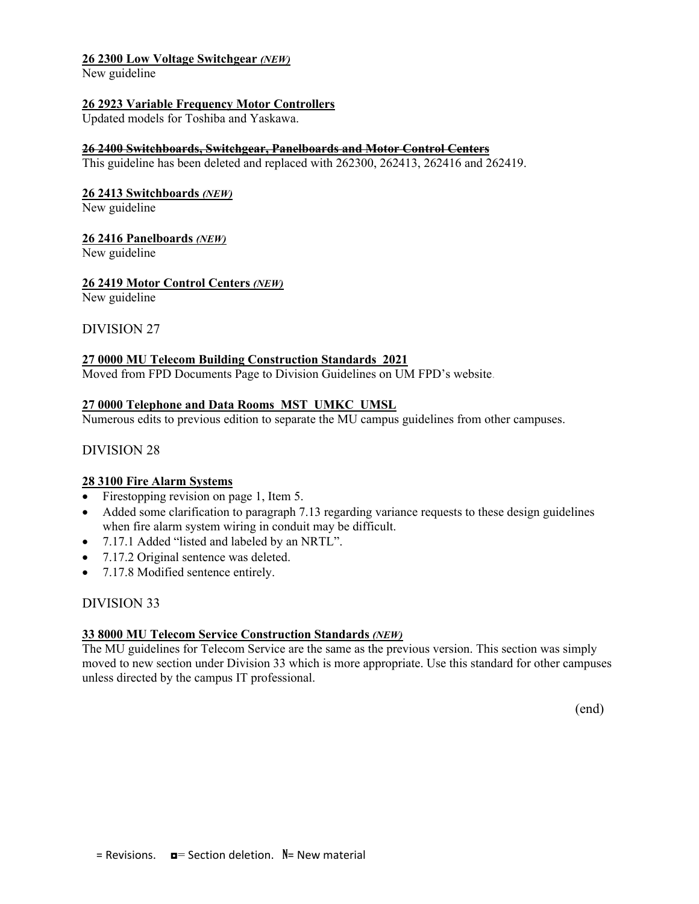**26 2300 Low Voltage Switchgear *(NEW)***
New guideline

**26 2923 Variable Frequency Motor Controllers**
Updated models for Toshiba and Yaskawa.

**~~26 2400 Switchboards, Switchgear, Panelboards and Motor Control Centers~~**
This guideline has been deleted and replaced with 262300, 262413, 262416 and 262419.

**26 2413 Switchboards *(NEW)***
New guideline

**26 2416 Panelboards *(NEW)***
New guideline

**26 2419 Motor Control Centers *(NEW)***
New guideline

DIVISION 27

**27 0000 MU Telecom Building Construction Standards 2021**
Moved from FPD Documents Page to Division Guidelines on UM FPD's website.

**27 0000 Telephone and Data Rooms MST UMKC UMSL**
Numerous edits to previous edition to separate the MU campus guidelines from other campuses.

DIVISION 28

**28 3100 Fire Alarm Systems**

- Firestopping revision on page 1, Item 5.
- Added some clarification to paragraph 7.13 regarding variance requests to these design guidelines when fire alarm system wiring in conduit may be difficult.
- 7.17.1 Added "listed and labeled by an NRTL".
- 7.17.2 Original sentence was deleted.
- 7.17.8 Modified sentence entirely.

DIVISION 33

**33 8000 MU Telecom Service Construction Standards *(NEW)***
The MU guidelines for Telecom Service are the same as the previous version. This section was simply moved to new section under Division 33 which is more appropriate. Use this standard for other campuses unless directed by the campus IT professional.

(end)

= Revisions. ◘= Section deletion. N= New material